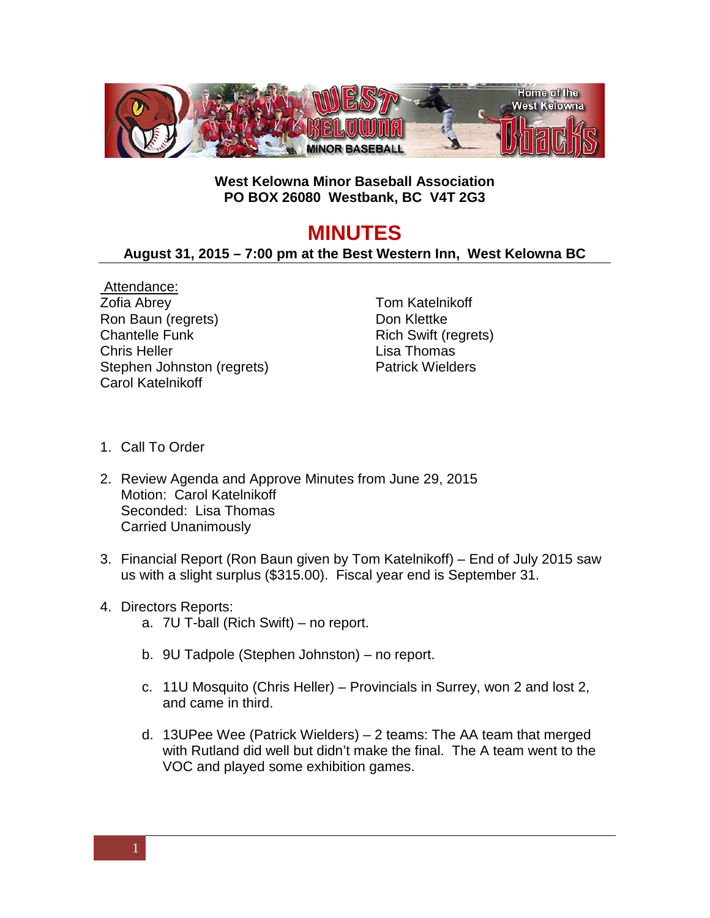**West Kelowna Minor Baseball Association**
**PO BOX 26080 Westbank, BC V4T 2G3**

# MINUTES

**August 31, 2015 – 7:00 pm at the Best Western Inn, West Kelowna BC**

Attendance:

Zofia Abrey
Ron Baun (regrets)
Chantelle Funk
Chris Heller
Stephen Johnston (regrets)
Carol Katelnikoff
Tom Katelnikoff
Don Klettke
Rich Swift (regrets)
Lisa Thomas
Patrick Wielders

1. Call To Order

2. Review Agenda and Approve Minutes from June 29, 2015
   Motion: Carol Katelnikoff
   Seconded: Lisa Thomas
   Carried Unanimously

3. Financial Report (Ron Baun given by Tom Katelnikoff) – End of July 2015 saw us with a slight surplus ($315.00). Fiscal year end is September 31.

4. Directors Reports:
   a. 7U T-ball (Rich Swift) – no report.

   b. 9U Tadpole (Stephen Johnston) – no report.

   c. 11U Mosquito (Chris Heller) – Provincials in Surrey, won 2 and lost 2, and came in third.

   d. 13UPee Wee (Patrick Wielders) – 2 teams: The AA team that merged with Rutland did well but didn't make the final. The A team went to the VOC and played some exhibition games.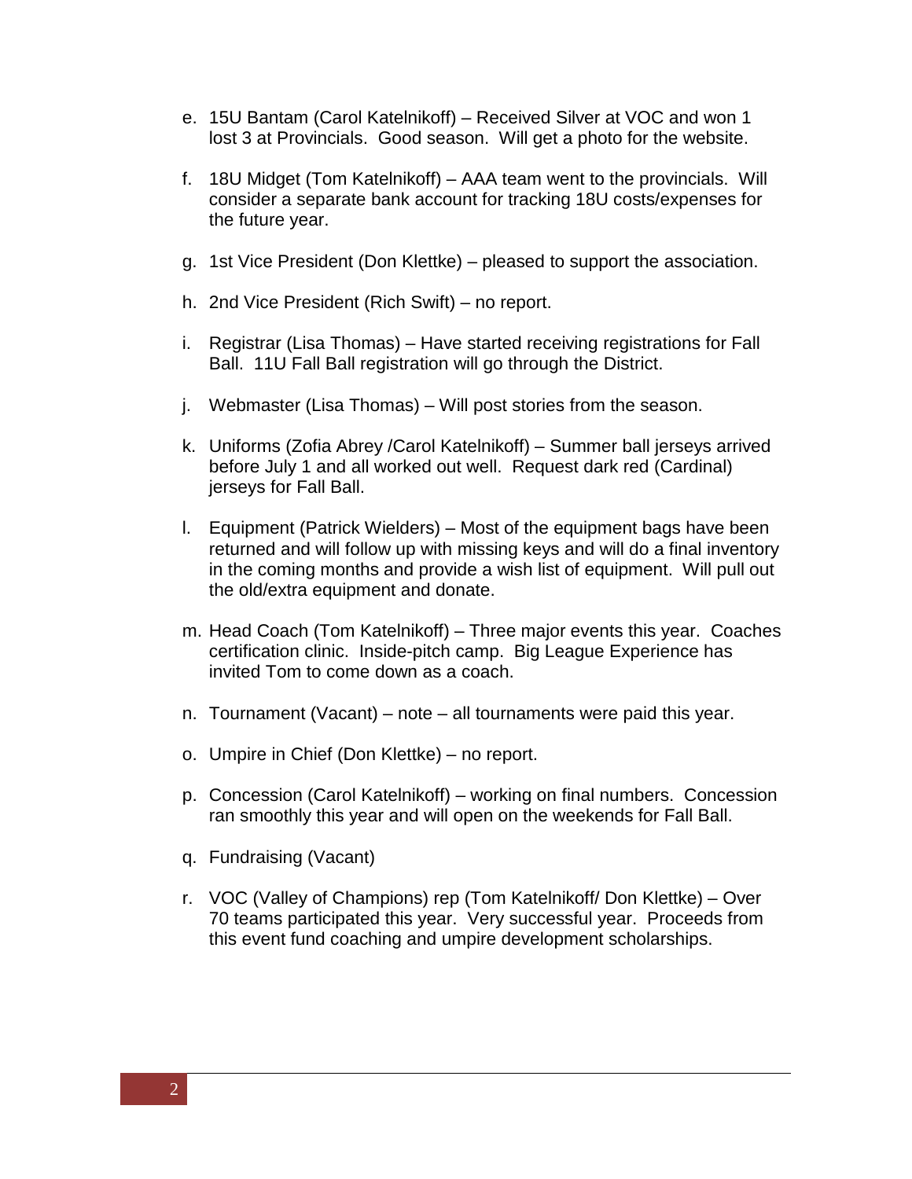e. 15U Bantam (Carol Katelnikoff) – Received Silver at VOC and won 1 lost 3 at Provincials. Good season. Will get a photo for the website.

f. 18U Midget (Tom Katelnikoff) – AAA team went to the provincials. Will consider a separate bank account for tracking 18U costs/expenses for the future year.

g. 1st Vice President (Don Klettke) – pleased to support the association.

h. 2nd Vice President (Rich Swift) – no report.

i. Registrar (Lisa Thomas) – Have started receiving registrations for Fall Ball. 11U Fall Ball registration will go through the District.

j. Webmaster (Lisa Thomas) – Will post stories from the season.

k. Uniforms (Zofia Abrey /Carol Katelnikoff) – Summer ball jerseys arrived before July 1 and all worked out well. Request dark red (Cardinal) jerseys for Fall Ball.

l. Equipment (Patrick Wielders) – Most of the equipment bags have been returned and will follow up with missing keys and will do a final inventory in the coming months and provide a wish list of equipment. Will pull out the old/extra equipment and donate.

m. Head Coach (Tom Katelnikoff) – Three major events this year. Coaches certification clinic. Inside-pitch camp. Big League Experience has invited Tom to come down as a coach.

n. Tournament (Vacant) – note – all tournaments were paid this year.

o. Umpire in Chief (Don Klettke) – no report.

p. Concession (Carol Katelnikoff) – working on final numbers. Concession ran smoothly this year and will open on the weekends for Fall Ball.

q. Fundraising (Vacant)

r. VOC (Valley of Champions) rep (Tom Katelnikoff/ Don Klettke) – Over 70 teams participated this year. Very successful year. Proceeds from this event fund coaching and umpire development scholarships.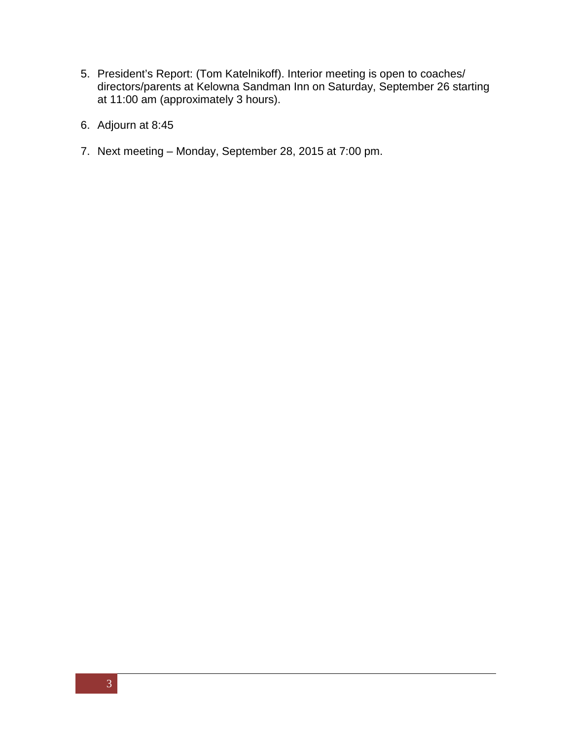5. President's Report: (Tom Katelnikoff). Interior meeting is open to coaches/ directors/parents at Kelowna Sandman Inn on Saturday, September 26 starting at 11:00 am (approximately 3 hours).

6. Adjourn at 8:45

7. Next meeting – Monday, September 28, 2015 at 7:00 pm.